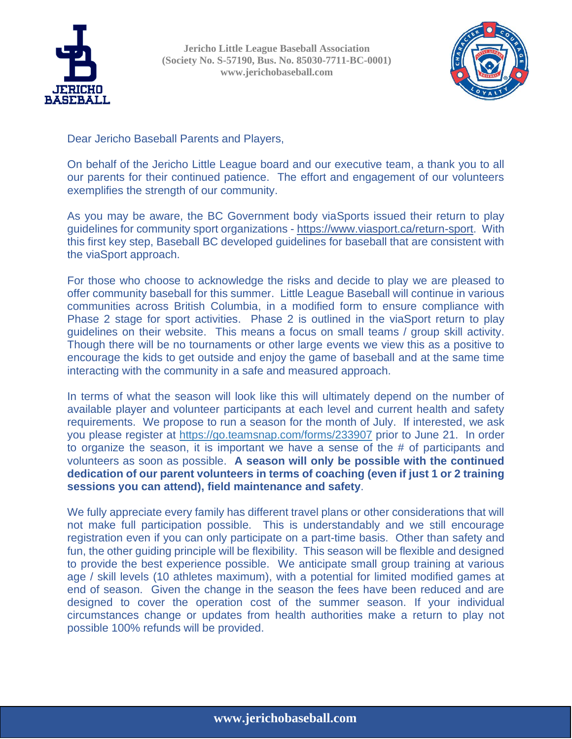Jericho Little League Baseball Association
(Society No. S-57190, Bus. No. 85030-7711-BC-0001)
www.jerichobaseball.com

Dear Jericho Baseball Parents and Players,

On behalf of the Jericho Little League board and our executive team, a thank you to all our parents for their continued patience. The effort and engagement of our volunteers exemplifies the strength of our community.

As you may be aware, the BC Government body viaSports issued their return to play guidelines for community sport organizations - https://www.viasport.ca/return-sport. With this first key step, Baseball BC developed guidelines for baseball that are consistent with the viaSport approach.

For those who choose to acknowledge the risks and decide to play we are pleased to offer community baseball for this summer. Little League Baseball will continue in various communities across British Columbia, in a modified form to ensure compliance with Phase 2 stage for sport activities. Phase 2 is outlined in the viaSport return to play guidelines on their website. This means a focus on small teams / group skill activity. Though there will be no tournaments or other large events we view this as a positive to encourage the kids to get outside and enjoy the game of baseball and at the same time interacting with the community in a safe and measured approach.

In terms of what the season will look like this will ultimately depend on the number of available player and volunteer participants at each level and current health and safety requirements. We propose to run a season for the month of July. If interested, we ask you please register at https://go.teamsnap.com/forms/233907 prior to June 21. In order to organize the season, it is important we have a sense of the # of participants and volunteers as soon as possible. **A season will only be possible with the continued dedication of our parent volunteers in terms of coaching (even if just 1 or 2 training sessions you can attend), field maintenance and safety**.

We fully appreciate every family has different travel plans or other considerations that will not make full participation possible. This is understandably and we still encourage registration even if you can only participate on a part-time basis. Other than safety and fun, the other guiding principle will be flexibility. This season will be flexible and designed to provide the best experience possible. We anticipate small group training at various age / skill levels (10 athletes maximum), with a potential for limited modified games at end of season. Given the change in the season the fees have been reduced and are designed to cover the operation cost of the summer season. If your individual circumstances change or updates from health authorities make a return to play not possible 100% refunds will be provided.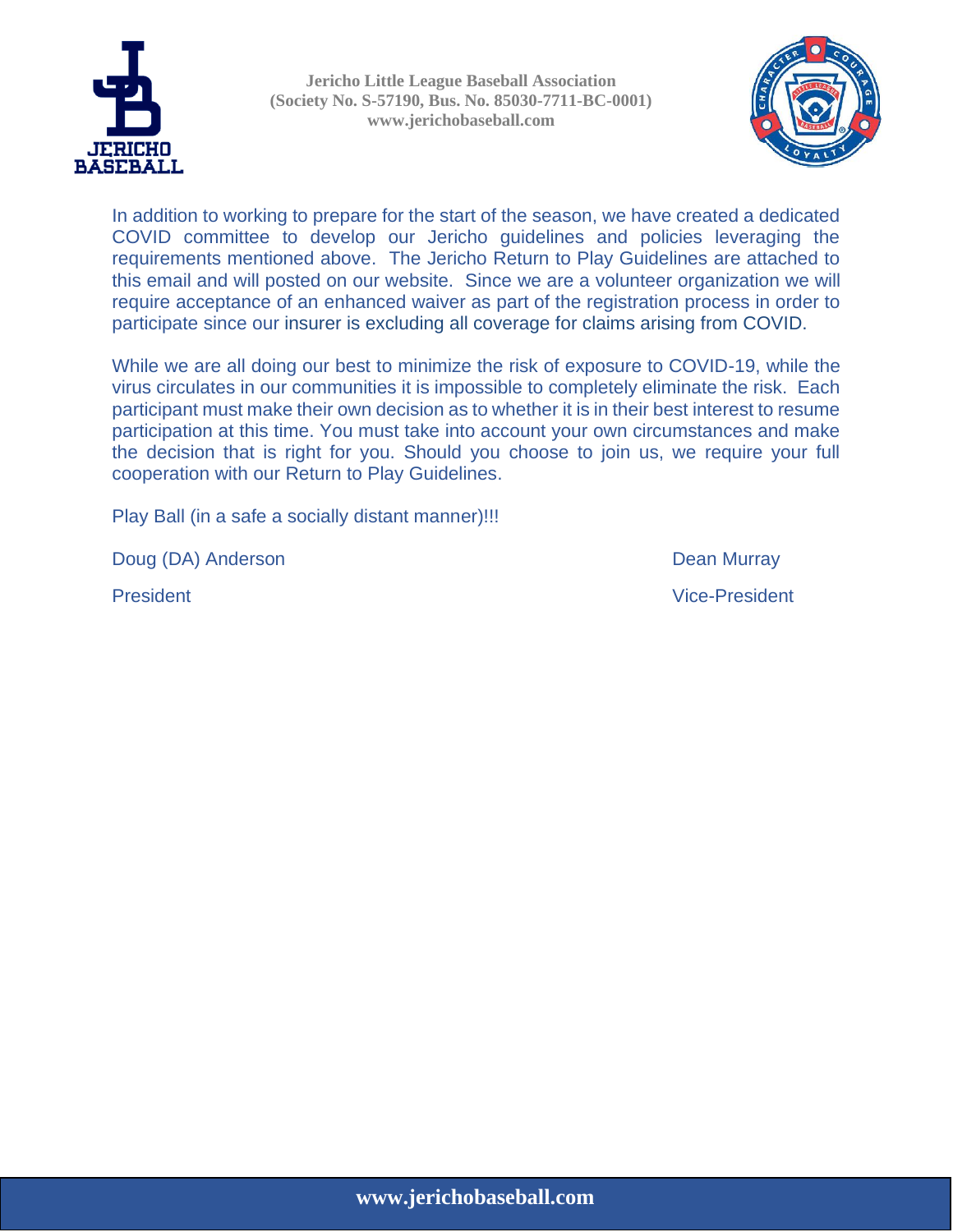Jericho Little League Baseball Association
(Society No. S-57190, Bus. No. 85030-7711-BC-0001)
www.jerichobaseball.com

In addition to working to prepare for the start of the season, we have created a dedicated COVID committee to develop our Jericho guidelines and policies leveraging the requirements mentioned above. The Jericho Return to Play Guidelines are attached to this email and will posted on our website. Since we are a volunteer organization we will require acceptance of an enhanced waiver as part of the registration process in order to participate since our insurer is excluding all coverage for claims arising from COVID.

While we are all doing our best to minimize the risk of exposure to COVID-19, while the virus circulates in our communities it is impossible to completely eliminate the risk. Each participant must make their own decision as to whether it is in their best interest to resume participation at this time. You must take into account your own circumstances and make the decision that is right for you. Should you choose to join us, we require your full cooperation with our Return to Play Guidelines.

Play Ball (in a safe a socially distant manner)!!!

Doug (DA) Anderson
President

Dean Murray
Vice-President

www.jerichobaseball.com